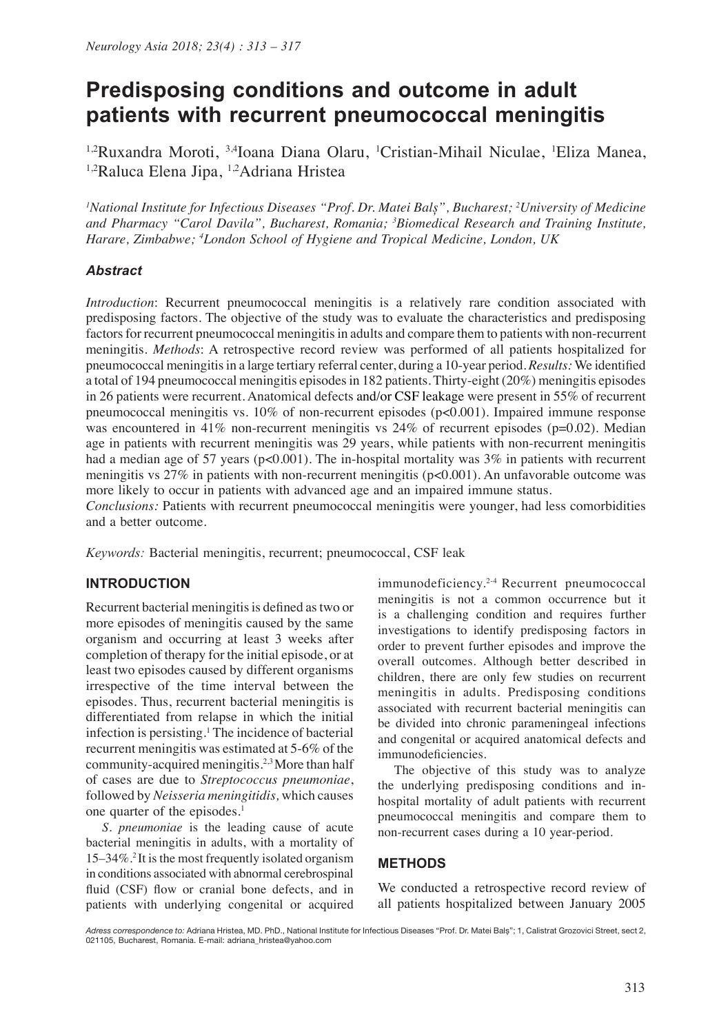# Predisposing conditions and outcome in adult patients with recurrent pneumococcal meningitis

[1,2]Ruxandra Moroti, [3,4]Ioana Diana Olaru, [1]Cristian-Mihail Niculae, [1]Eliza Manea, [1,2]Raluca Elena Jipa, [1,2]Adriana Hristea

*[1]National Institute for Infectious Diseases "Prof. Dr. Matei Balş", Bucharest; [2]University of Medicine and Pharmacy "Carol Davila", Bucharest, Romania; [3]Biomedical Research and Training Institute, Harare, Zimbabwe; [4]London School of Hygiene and Tropical Medicine, London, UK*

### *Abstract*

*Introduction*: Recurrent pneumococcal meningitis is a relatively rare condition associated with predisposing factors. The objective of the study was to evaluate the characteristics and predisposing factors for recurrent pneumococcal meningitis in adults and compare them to patients with non-recurrent meningitis. *Methods*: A retrospective record review was performed of all patients hospitalized for pneumococcal meningitis in a large tertiary referral center, during a 10-year period. *Results:* We identified a total of 194 pneumococcal meningitis episodes in 182 patients. Thirty-eight (20%) meningitis episodes in 26 patients were recurrent. Anatomical defects and/or CSF leakage were present in 55% of recurrent pneumococcal meningitis vs. 10% of non-recurrent episodes ($p<0.001$). Impaired immune response was encountered in 41% non-recurrent meningitis vs 24% of recurrent episodes ($p=0.02$). Median age in patients with recurrent meningitis was 29 years, while patients with non-recurrent meningitis had a median age of 57 years ($p<0.001$). The in-hospital mortality was 3% in patients with recurrent meningitis vs 27% in patients with non-recurrent meningitis ($p<0.001$). An unfavorable outcome was more likely to occur in patients with advanced age and an impaired immune status.

*Conclusions:* Patients with recurrent pneumococcal meningitis were younger, had less comorbidities and a better outcome.

*Keywords:* Bacterial meningitis, recurrent; pneumococcal, CSF leak

## INTRODUCTION

Recurrent bacterial meningitis is defined as two or more episodes of meningitis caused by the same organism and occurring at least 3 weeks after completion of therapy for the initial episode, or at least two episodes caused by different organisms irrespective of the time interval between the episodes. Thus, recurrent bacterial meningitis is differentiated from relapse in which the initial infection is persisting.[1] The incidence of bacterial recurrent meningitis was estimated at 5-6% of the community-acquired meningitis.[2,3] More than half of cases are due to *Streptococcus pneumoniae*, followed by *Neisseria meningitidis,* which causes one quarter of the episodes.[1]

*S. pneumoniae* is the leading cause of acute bacterial meningitis in adults, with a mortality of 15–34%.[2] It is the most frequently isolated organism in conditions associated with abnormal cerebrospinal fluid (CSF) flow or cranial bone defects, and in patients with underlying congenital or acquired immunodeficiency.[2-4] Recurrent pneumococcal meningitis is not a common occurrence but it is a challenging condition and requires further investigations to identify predisposing factors in order to prevent further episodes and improve the overall outcomes. Although better described in children, there are only few studies on recurrent meningitis in adults. Predisposing conditions associated with recurrent bacterial meningitis can be divided into chronic parameningeal infections and congenital or acquired anatomical defects and immunodeficiencies.

The objective of this study was to analyze the underlying predisposing conditions and in-hospital mortality of adult patients with recurrent pneumococcal meningitis and compare them to non-recurrent cases during a 10 year-period.

## METHODS

We conducted a retrospective record review of all patients hospitalized between January 2005

*Adress correspondence to:* Adriana Hristea, MD. PhD., National Institute for Infectious Diseases "Prof. Dr. Matei Balş"; 1, Calistrat Grozovici Street, sect 2, 021105, Bucharest, Romania. E-mail: adriana_hristea@yahoo.com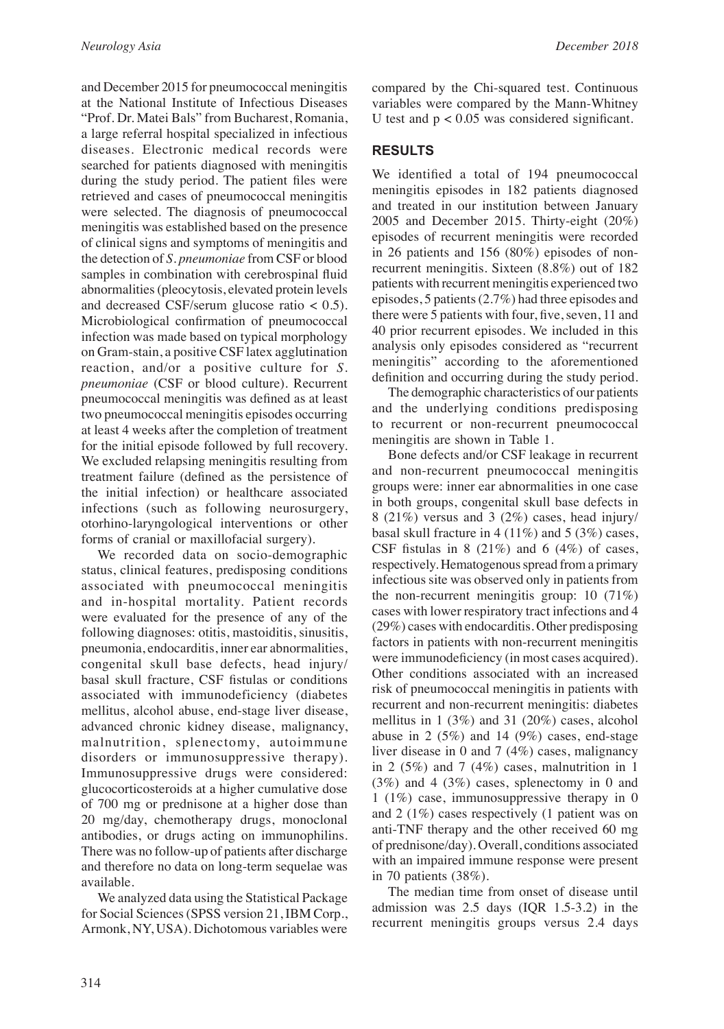and December 2015 for pneumococcal meningitis at the National Institute of Infectious Diseases "Prof. Dr. Matei Bals" from Bucharest, Romania, a large referral hospital specialized in infectious diseases. Electronic medical records were searched for patients diagnosed with meningitis during the study period. The patient files were retrieved and cases of pneumococcal meningitis were selected. The diagnosis of pneumococcal meningitis was established based on the presence of clinical signs and symptoms of meningitis and the detection of *S. pneumoniae* from CSF or blood samples in combination with cerebrospinal fluid abnormalities (pleocytosis, elevated protein levels and decreased CSF/serum glucose ratio $< 0.5$). Microbiological confirmation of pneumococcal infection was made based on typical morphology on Gram-stain, a positive CSF latex agglutination reaction, and/or a positive culture for *S. pneumoniae* (CSF or blood culture). Recurrent pneumococcal meningitis was defined as at least two pneumococcal meningitis episodes occurring at least 4 weeks after the completion of treatment for the initial episode followed by full recovery. We excluded relapsing meningitis resulting from treatment failure (defined as the persistence of the initial infection) or healthcare associated infections (such as following neurosurgery, otorhino-laryngological interventions or other forms of cranial or maxillofacial surgery).

We recorded data on socio-demographic status, clinical features, predisposing conditions associated with pneumococcal meningitis and in-hospital mortality. Patient records were evaluated for the presence of any of the following diagnoses: otitis, mastoiditis, sinusitis, pneumonia, endocarditis, inner ear abnormalities, congenital skull base defects, head injury/basal skull fracture, CSF fistulas or conditions associated with immunodeficiency (diabetes mellitus, alcohol abuse, end-stage liver disease, advanced chronic kidney disease, malignancy, malnutrition, splenectomy, autoimmune disorders or immunosuppressive therapy). Immunosuppressive drugs were considered: glucocorticosteroids at a higher cumulative dose of 700 mg or prednisone at a higher dose than 20 mg/day, chemotherapy drugs, monoclonal antibodies, or drugs acting on immunophilins. There was no follow-up of patients after discharge and therefore no data on long-term sequelae was available.

We analyzed data using the Statistical Package for Social Sciences (SPSS version 21, IBM Corp., Armonk, NY, USA). Dichotomous variables were compared by the Chi-squared test. Continuous variables were compared by the Mann-Whitney U test and $p < 0.05$ was considered significant.

## RESULTS

We identified a total of 194 pneumococcal meningitis episodes in 182 patients diagnosed and treated in our institution between January 2005 and December 2015. Thirty-eight (20%) episodes of recurrent meningitis were recorded in 26 patients and 156 (80%) episodes of non-recurrent meningitis. Sixteen (8.8%) out of 182 patients with recurrent meningitis experienced two episodes, 5 patients (2.7%) had three episodes and there were 5 patients with four, five, seven, 11 and 40 prior recurrent episodes. We included in this analysis only episodes considered as "recurrent meningitis" according to the aforementioned definition and occurring during the study period.

The demographic characteristics of our patients and the underlying conditions predisposing to recurrent or non-recurrent pneumococcal meningitis are shown in Table 1.

Bone defects and/or CSF leakage in recurrent and non-recurrent pneumococcal meningitis groups were: inner ear abnormalities in one case in both groups, congenital skull base defects in 8 (21%) versus and 3 (2%) cases, head injury/basal skull fracture in 4 (11%) and 5 (3%) cases, CSF fistulas in 8 (21%) and 6 (4%) of cases, respectively. Hematogenous spread from a primary infectious site was observed only in patients from the non-recurrent meningitis group: 10 (71%) cases with lower respiratory tract infections and 4 (29%) cases with endocarditis. Other predisposing factors in patients with non-recurrent meningitis were immunodeficiency (in most cases acquired). Other conditions associated with an increased risk of pneumococcal meningitis in patients with recurrent and non-recurrent meningitis: diabetes mellitus in 1 (3%) and 31 (20%) cases, alcohol abuse in 2 (5%) and 14 (9%) cases, end-stage liver disease in 0 and 7 (4%) cases, malignancy in 2 (5%) and 7 (4%) cases, malnutrition in 1 (3%) and 4 (3%) cases, splenectomy in 0 and 1 (1%) case, immunosuppressive therapy in 0 and 2 (1%) cases respectively (1 patient was on anti-TNF therapy and the other received 60 mg of prednisone/day). Overall, conditions associated with an impaired immune response were present in 70 patients (38%).

The median time from onset of disease until admission was 2.5 days (IQR 1.5-3.2) in the recurrent meningitis groups versus 2.4 days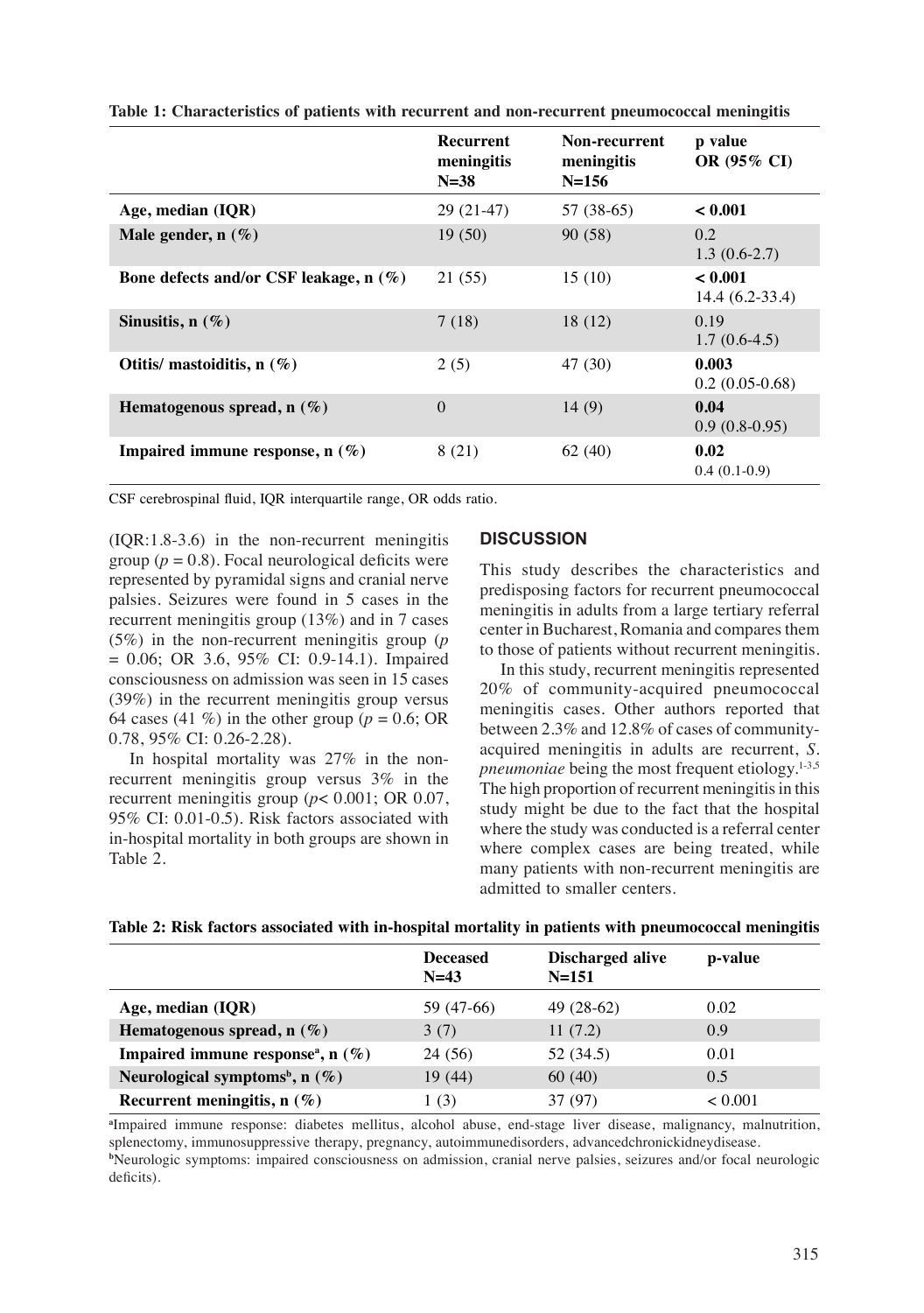**Table 1: Characteristics of patients with recurrent and non-recurrent pneumococcal meningitis**

| | Recurrent meningitis N=38 | Non-recurrent meningitis N=156 | p value OR (95% CI) |
|---|---|---|---|
| **Age, median (IQR)** | 29 (21-47) | 57 (38-65) | **< 0.001** |
| **Male gender, n (%)** | 19 (50) | 90 (58) | 0.2 1.3 (0.6-2.7) |
| **Bone defects and/or CSF leakage, n (%)** | 21 (55) | 15 (10) | **< 0.001** 14.4 (6.2-33.4) |
| **Sinusitis, n (%)** | 7 (18) | 18 (12) | 0.19 1.7 (0.6-4.5) |
| **Otitis/ mastoiditis, n (%)** | 2 (5) | 47 (30) | **0.003** 0.2 (0.05-0.68) |
| **Hematogenous spread, n (%)** | 0 | 14 (9) | **0.04** 0.9 (0.8-0.95) |
| **Impaired immune response, n (%)** | 8 (21) | 62 (40) | **0.02** 0.4 (0.1-0.9) |

CSF cerebrospinal fluid, IQR interquartile range, OR odds ratio.

(IQR:1.8-3.6) in the non-recurrent meningitis group ($p = 0.8$). Focal neurological deficits were represented by pyramidal signs and cranial nerve palsies. Seizures were found in 5 cases in the recurrent meningitis group (13%) and in 7 cases (5%) in the non-recurrent meningitis group ($p = 0.06$; OR 3.6, 95% CI: 0.9-14.1). Impaired consciousness on admission was seen in 15 cases (39%) in the recurrent meningitis group versus 64 cases (41 %) in the other group ($p = 0.6$; OR 0.78, 95% CI: 0.26-2.28).

In hospital mortality was 27% in the non-recurrent meningitis group versus 3% in the recurrent meningitis group ($p < 0.001$; OR 0.07, 95% CI: 0.01-0.5). Risk factors associated with in-hospital mortality in both groups are shown in Table 2.

## DISCUSSION

This study describes the characteristics and predisposing factors for recurrent pneumococcal meningitis in adults from a large tertiary referral center in Bucharest, Romania and compares them to those of patients without recurrent meningitis.

In this study, recurrent meningitis represented 20% of community-acquired pneumococcal meningitis cases. Other authors reported that between 2.3% and 12.8% of cases of community-acquired meningitis in adults are recurrent, *S. pneumoniae* being the most frequent etiology.[1-3,5] The high proportion of recurrent meningitis in this study might be due to the fact that the hospital where the study was conducted is a referral center where complex cases are being treated, while many patients with non-recurrent meningitis are admitted to smaller centers.

**Table 2: Risk factors associated with in-hospital mortality in patients with pneumococcal meningitis**

| | Deceased N=43 | Discharged alive N=151 | p-value |
|---|---|---|---|
| **Age, median (IQR)** | 59 (47-66) | 49 (28-62) | 0.02 |
| **Hematogenous spread, n (%)** | 3 (7) | 11 (7.2) | 0.9 |
| **Impaired immune response[a], n (%)** | 24 (56) | 52 (34.5) | 0.01 |
| **Neurological symptoms[b], n (%)** | 19 (44) | 60 (40) | 0.5 |
| **Recurrent meningitis, n (%)** | 1 (3) | 37 (97) | < 0.001 |

[a]Impaired immune response: diabetes mellitus, alcohol abuse, end-stage liver disease, malignancy, malnutrition, splenectomy, immunosuppressive therapy, pregnancy, autoimmunedisorders, advancedchronickidneydisease.
[b]Neurologic symptoms: impaired consciousness on admission, cranial nerve palsies, seizures and/or focal neurologic deficits).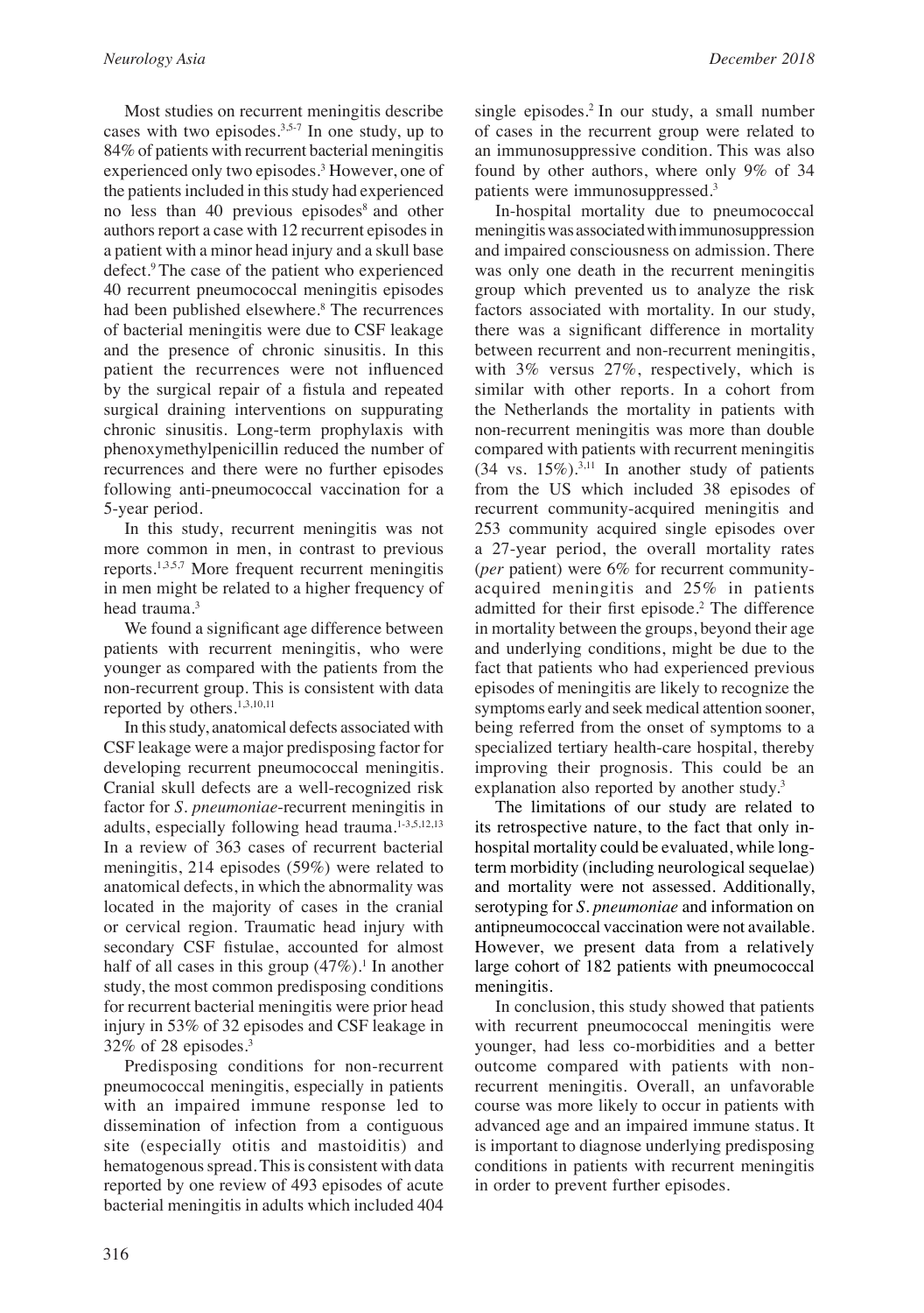Most studies on recurrent meningitis describe cases with two episodes.[3,5-7] In one study, up to 84% of patients with recurrent bacterial meningitis experienced only two episodes.[3] However, one of the patients included in this study had experienced no less than 40 previous episodes[8] and other authors report a case with 12 recurrent episodes in a patient with a minor head injury and a skull base defect.[9] The case of the patient who experienced 40 recurrent pneumococcal meningitis episodes had been published elsewhere.[8] The recurrences of bacterial meningitis were due to CSF leakage and the presence of chronic sinusitis. In this patient the recurrences were not influenced by the surgical repair of a fistula and repeated surgical draining interventions on suppurating chronic sinusitis. Long-term prophylaxis with phenoxymethylpenicillin reduced the number of recurrences and there were no further episodes following anti-pneumococcal vaccination for a 5-year period.

In this study, recurrent meningitis was not more common in men, in contrast to previous reports.[1,3,5,7] More frequent recurrent meningitis in men might be related to a higher frequency of head trauma.[3]

We found a significant age difference between patients with recurrent meningitis, who were younger as compared with the patients from the non-recurrent group. This is consistent with data reported by others.[1,3,10,11]

In this study, anatomical defects associated with CSF leakage were a major predisposing factor for developing recurrent pneumococcal meningitis. Cranial skull defects are a well-recognized risk factor for *S. pneumoniae*-recurrent meningitis in adults, especially following head trauma.[1-3,5,12,13] In a review of 363 cases of recurrent bacterial meningitis, 214 episodes (59%) were related to anatomical defects, in which the abnormality was located in the majority of cases in the cranial or cervical region. Traumatic head injury with secondary CSF fistulae, accounted for almost half of all cases in this group (47%).[1] In another study, the most common predisposing conditions for recurrent bacterial meningitis were prior head injury in 53% of 32 episodes and CSF leakage in 32% of 28 episodes.[3]

Predisposing conditions for non-recurrent pneumococcal meningitis, especially in patients with an impaired immune response led to dissemination of infection from a contiguous site (especially otitis and mastoiditis) and hematogenous spread. This is consistent with data reported by one review of 493 episodes of acute bacterial meningitis in adults which included 404 single episodes.[2] In our study, a small number of cases in the recurrent group were related to an immunosuppressive condition. This was also found by other authors, where only 9% of 34 patients were immunosuppressed.[3]

In-hospital mortality due to pneumococcal meningitis was associated with immunosuppression and impaired consciousness on admission. There was only one death in the recurrent meningitis group which prevented us to analyze the risk factors associated with mortality. In our study, there was a significant difference in mortality between recurrent and non-recurrent meningitis, with 3% versus 27%, respectively, which is similar with other reports. In a cohort from the Netherlands the mortality in patients with non-recurrent meningitis was more than double compared with patients with recurrent meningitis (34 vs. 15%).[3,11] In another study of patients from the US which included 38 episodes of recurrent community-acquired meningitis and 253 community acquired single episodes over a 27-year period, the overall mortality rates (*per* patient) were 6% for recurrent community-acquired meningitis and 25% in patients admitted for their first episode.[2] The difference in mortality between the groups, beyond their age and underlying conditions, might be due to the fact that patients who had experienced previous episodes of meningitis are likely to recognize the symptoms early and seek medical attention sooner, being referred from the onset of symptoms to a specialized tertiary health-care hospital, thereby improving their prognosis. This could be an explanation also reported by another study.[3]

The limitations of our study are related to its retrospective nature, to the fact that only in-hospital mortality could be evaluated, while long-term morbidity (including neurological sequelae) and mortality were not assessed. Additionally, serotyping for *S. pneumoniae* and information on antipneumococcal vaccination were not available. However, we present data from a relatively large cohort of 182 patients with pneumococcal meningitis.

In conclusion, this study showed that patients with recurrent pneumococcal meningitis were younger, had less co-morbidities and a better outcome compared with patients with non-recurrent meningitis. Overall, an unfavorable course was more likely to occur in patients with advanced age and an impaired immune status. It is important to diagnose underlying predisposing conditions in patients with recurrent meningitis in order to prevent further episodes.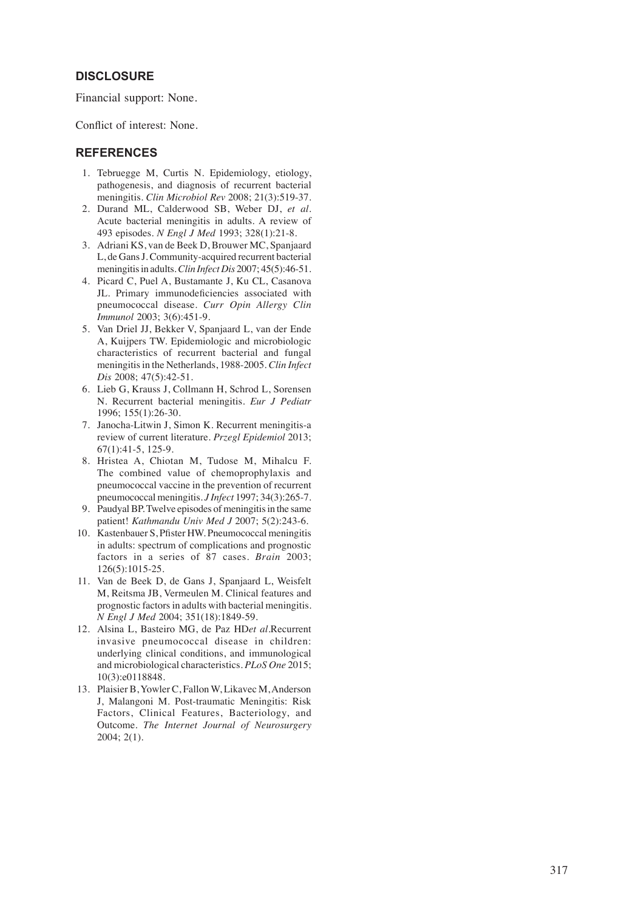## DISCLOSURE

Financial support: None.

Conflict of interest: None.

## REFERENCES

1. Tebruegge M, Curtis N. Epidemiology, etiology, pathogenesis, and diagnosis of recurrent bacterial meningitis. *Clin Microbiol Rev* 2008; 21(3):519-37.
2. Durand ML, Calderwood SB, Weber DJ, *et al*. Acute bacterial meningitis in adults. A review of 493 episodes. *N Engl J Med* 1993; 328(1):21-8.
3. Adriani KS, van de Beek D, Brouwer MC, Spanjaard L, de Gans J. Community-acquired recurrent bacterial meningitis in adults. *Clin Infect Dis* 2007; 45(5):46-51.
4. Picard C, Puel A, Bustamante J, Ku CL, Casanova JL. Primary immunodeficiencies associated with pneumococcal disease. *Curr Opin Allergy Clin Immunol* 2003; 3(6):451-9.
5. Van Driel JJ, Bekker V, Spanjaard L, van der Ende A, Kuijpers TW. Epidemiologic and microbiologic characteristics of recurrent bacterial and fungal meningitis in the Netherlands, 1988-2005. *Clin Infect Dis* 2008; 47(5):42-51.
6. Lieb G, Krauss J, Collmann H, Schrod L, Sorensen N. Recurrent bacterial meningitis. *Eur J Pediatr* 1996; 155(1):26-30.
7. Janocha-Litwin J, Simon K. Recurrent meningitis-a review of current literature. *Przegl Epidemiol* 2013; 67(1):41-5, 125-9.
8. Hristea A, Chiotan M, Tudose M, Mihalcu F. The combined value of chemoprophylaxis and pneumococcal vaccine in the prevention of recurrent pneumococcal meningitis. *J Infect* 1997; 34(3):265-7.
9. Paudyal BP. Twelve episodes of meningitis in the same patient! *Kathmandu Univ Med J* 2007; 5(2):243-6.
10. Kastenbauer S, Pfister HW. Pneumococcal meningitis in adults: spectrum of complications and prognostic factors in a series of 87 cases. *Brain* 2003; 126(5):1015-25.
11. Van de Beek D, de Gans J, Spanjaard L, Weisfelt M, Reitsma JB, Vermeulen M. Clinical features and prognostic factors in adults with bacterial meningitis. *N Engl J Med* 2004; 351(18):1849-59.
12. Alsina L, Basteiro MG, de Paz HD*et al*.Recurrent invasive pneumococcal disease in children: underlying clinical conditions, and immunological and microbiological characteristics. *PLoS One* 2015; 10(3):e0118848.
13. Plaisier B, Yowler C, Fallon W, Likavec M, Anderson J, Malangoni M. Post-traumatic Meningitis: Risk Factors, Clinical Features, Bacteriology, and Outcome. *The Internet Journal of Neurosurgery* 2004; 2(1).